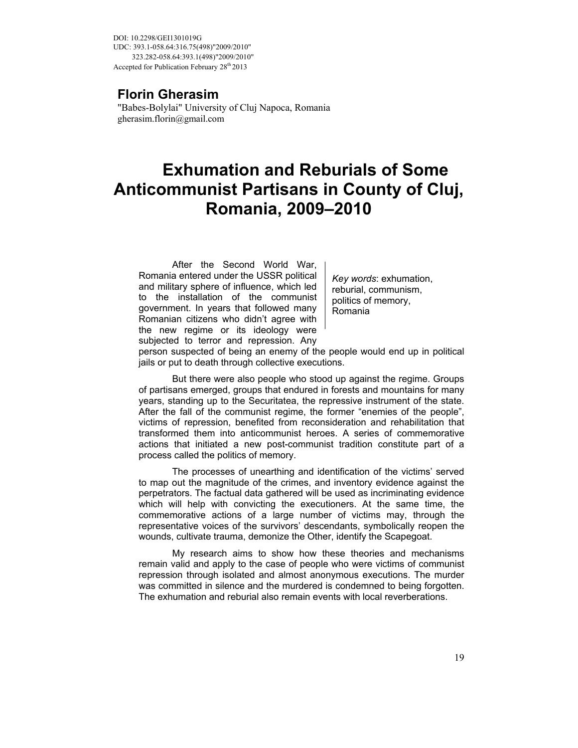DOI: 10.2298/GEI1301019G
UDC: 393.1-058.64:316.75(498)"2009/2010"
323.282-058.64:393.1(498)"2009/2010"
Accepted for Publication February 28th 2013

**Florin Gherasim**
"Babes-Bolylai" University of Cluj Napoca, Romania
gherasim.florin@gmail.com

# Exhumation and Reburials of Some Anticommunist Partisans in County of Cluj, Romania, 2009–2010

*Key words*: exhumation, reburial, communism, politics of memory, Romania

After the Second World War, Romania entered under the USSR political and military sphere of influence, which led to the installation of the communist government. In years that followed many Romanian citizens who didn't agree with the new regime or its ideology were subjected to terror and repression. Any person suspected of being an enemy of the people would end up in political jails or put to death through collective executions.

But there were also people who stood up against the regime. Groups of partisans emerged, groups that endured in forests and mountains for many years, standing up to the Securitatea, the repressive instrument of the state. After the fall of the communist regime, the former "enemies of the people", victims of repression, benefited from reconsideration and rehabilitation that transformed them into anticommunist heroes. A series of commemorative actions that initiated a new post-communist tradition constitute part of a process called the politics of memory.

The processes of unearthing and identification of the victims' served to map out the magnitude of the crimes, and inventory evidence against the perpetrators. The factual data gathered will be used as incriminating evidence which will help with convicting the executioners. At the same time, the commemorative actions of a large number of victims may, through the representative voices of the survivors' descendants, symbolically reopen the wounds, cultivate trauma, demonize the Other, identify the Scapegoat.

My research aims to show how these theories and mechanisms remain valid and apply to the case of people who were victims of communist repression through isolated and almost anonymous executions. The murder was committed in silence and the murdered is condemned to being forgotten. The exhumation and reburial also remain events with local reverberations.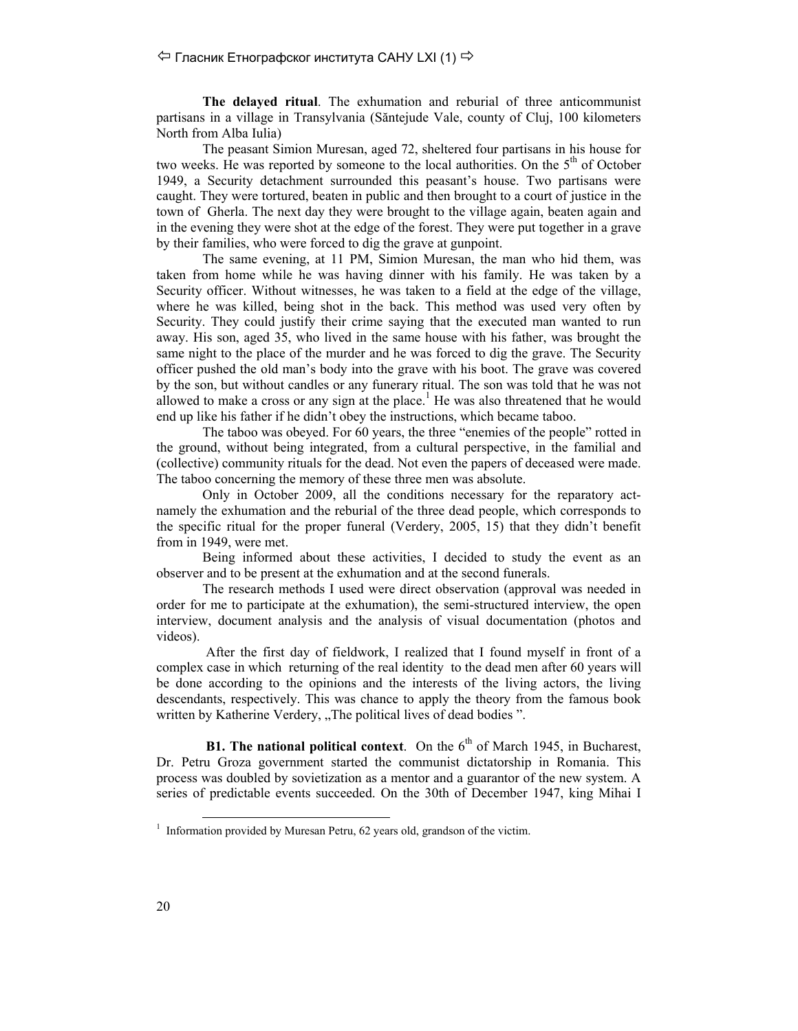**The delayed ritual**. The exhumation and reburial of three anticommunist partisans in a village in Transylvania (Săntejude Vale, county of Cluj, 100 kilometers North from Alba Iulia)

The peasant Simion Muresan, aged 72, sheltered four partisans in his house for two weeks. He was reported by someone to the local authorities. On the 5th of October 1949, a Security detachment surrounded this peasant's house. Two partisans were caught. They were tortured, beaten in public and then brought to a court of justice in the town of Gherla. The next day they were brought to the village again, beaten again and in the evening they were shot at the edge of the forest. They were put together in a grave by their families, who were forced to dig the grave at gunpoint.

The same evening, at 11 PM, Simion Muresan, the man who hid them, was taken from home while he was having dinner with his family. He was taken by a Security officer. Without witnesses, he was taken to a field at the edge of the village, where he was killed, being shot in the back. This method was used very often by Security. They could justify their crime saying that the executed man wanted to run away. His son, aged 35, who lived in the same house with his father, was brought the same night to the place of the murder and he was forced to dig the grave. The Security officer pushed the old man's body into the grave with his boot. The grave was covered by the son, but without candles or any funerary ritual. The son was told that he was not allowed to make a cross or any sign at the place.[1] He was also threatened that he would end up like his father if he didn't obey the instructions, which became taboo.

The taboo was obeyed. For 60 years, the three "enemies of the people" rotted in the ground, without being integrated, from a cultural perspective, in the familial and (collective) community rituals for the dead. Not even the papers of deceased were made. The taboo concerning the memory of these three men was absolute.

Only in October 2009, all the conditions necessary for the reparatory act-namely the exhumation and the reburial of the three dead people, which corresponds to the specific ritual for the proper funeral (Verdery, 2005, 15) that they didn't benefit from in 1949, were met.

Being informed about these activities, I decided to study the event as an observer and to be present at the exhumation and at the second funerals.

The research methods I used were direct observation (approval was needed in order for me to participate at the exhumation), the semi-structured interview, the open interview, document analysis and the analysis of visual documentation (photos and videos).

After the first day of fieldwork, I realized that I found myself in front of a complex case in which returning of the real identity to the dead men after 60 years will be done according to the opinions and the interests of the living actors, the living descendants, respectively. This was chance to apply the theory from the famous book written by Katherine Verdery, „The political lives of dead bodies ".

**B1. The national political context**. On the 6th of March 1945, in Bucharest, Dr. Petru Groza government started the communist dictatorship in Romania. This process was doubled by sovietization as a mentor and a guarantor of the new system. A series of predictable events succeeded. On the 30th of December 1947, king Mihai I

---

[1] Information provided by Muresan Petru, 62 years old, grandson of the victim.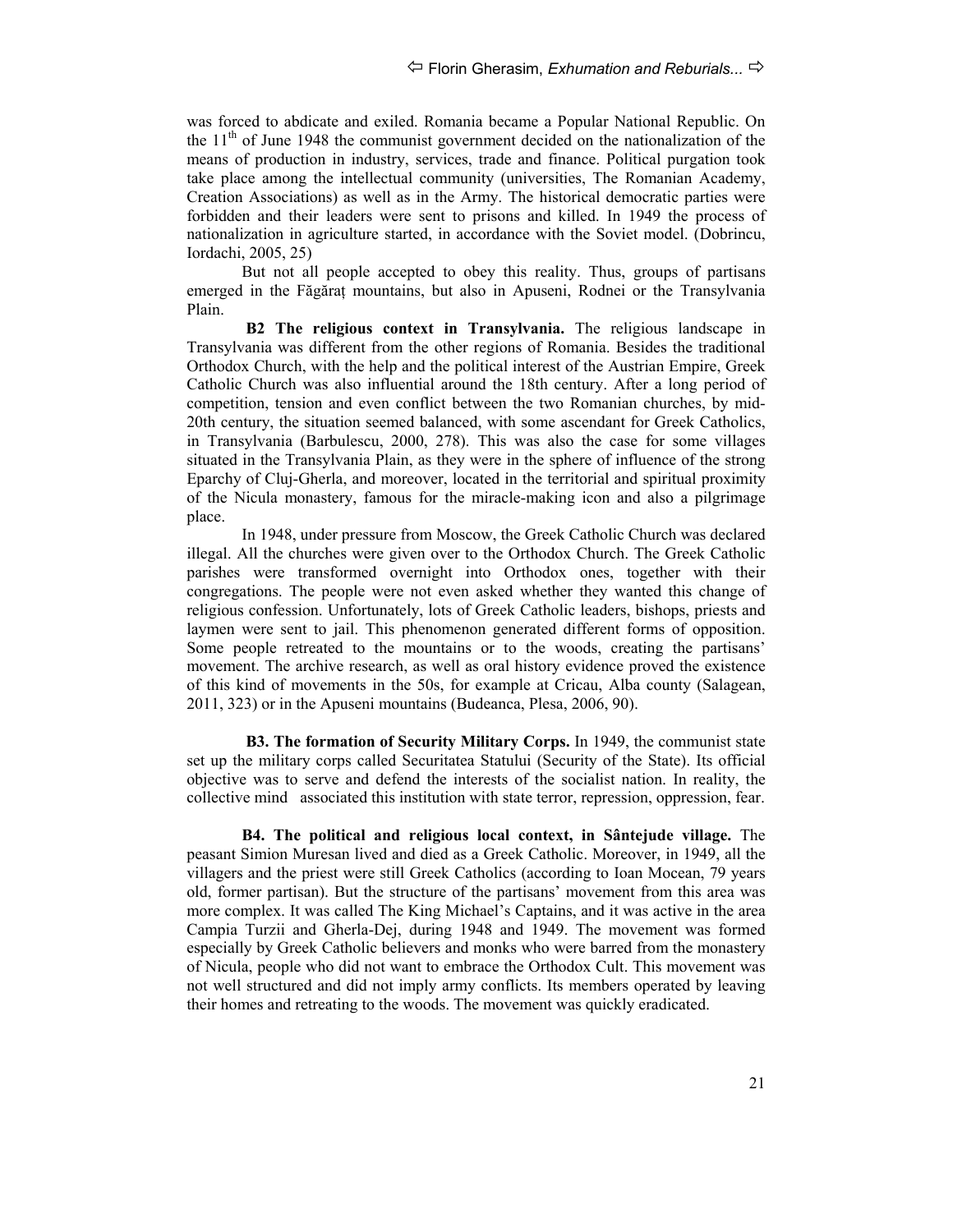was forced to abdicate and exiled. Romania became a Popular National Republic. On the 11th of June 1948 the communist government decided on the nationalization of the means of production in industry, services, trade and finance. Political purgation took take place among the intellectual community (universities, The Romanian Academy, Creation Associations) as well as in the Army. The historical democratic parties were forbidden and their leaders were sent to prisons and killed. In 1949 the process of nationalization in agriculture started, in accordance with the Soviet model. (Dobrincu, Iordachi, 2005, 25)

But not all people accepted to obey this reality. Thus, groups of partisans emerged in the Făgăraț mountains, but also in Apuseni, Rodnei or the Transylvania Plain.

**B2 The religious context in Transylvania.** The religious landscape in Transylvania was different from the other regions of Romania. Besides the traditional Orthodox Church, with the help and the political interest of the Austrian Empire, Greek Catholic Church was also influential around the 18th century. After a long period of competition, tension and even conflict between the two Romanian churches, by mid-20th century, the situation seemed balanced, with some ascendant for Greek Catholics, in Transylvania (Barbulescu, 2000, 278). This was also the case for some villages situated in the Transylvania Plain, as they were in the sphere of influence of the strong Eparchy of Cluj-Gherla, and moreover, located in the territorial and spiritual proximity of the Nicula monastery, famous for the miracle-making icon and also a pilgrimage place.

In 1948, under pressure from Moscow, the Greek Catholic Church was declared illegal. All the churches were given over to the Orthodox Church. The Greek Catholic parishes were transformed overnight into Orthodox ones, together with their congregations. The people were not even asked whether they wanted this change of religious confession. Unfortunately, lots of Greek Catholic leaders, bishops, priests and laymen were sent to jail. This phenomenon generated different forms of opposition. Some people retreated to the mountains or to the woods, creating the partisans' movement. The archive research, as well as oral history evidence proved the existence of this kind of movements in the 50s, for example at Cricau, Alba county (Salagean, 2011, 323) or in the Apuseni mountains (Budeanca, Plesa, 2006, 90).

**B3. The formation of Security Military Corps.** In 1949, the communist state set up the military corps called Securitatea Statului (Security of the State). Its official objective was to serve and defend the interests of the socialist nation. In reality, the collective mind associated this institution with state terror, repression, oppression, fear.

**B4. The political and religious local context, in Sântejude village.** The peasant Simion Muresan lived and died as a Greek Catholic. Moreover, in 1949, all the villagers and the priest were still Greek Catholics (according to Ioan Mocean, 79 years old, former partisan). But the structure of the partisans' movement from this area was more complex. It was called The King Michael's Captains, and it was active in the area Campia Turzii and Gherla-Dej, during 1948 and 1949. The movement was formed especially by Greek Catholic believers and monks who were barred from the monastery of Nicula, people who did not want to embrace the Orthodox Cult. This movement was not well structured and did not imply army conflicts. Its members operated by leaving their homes and retreating to the woods. The movement was quickly eradicated.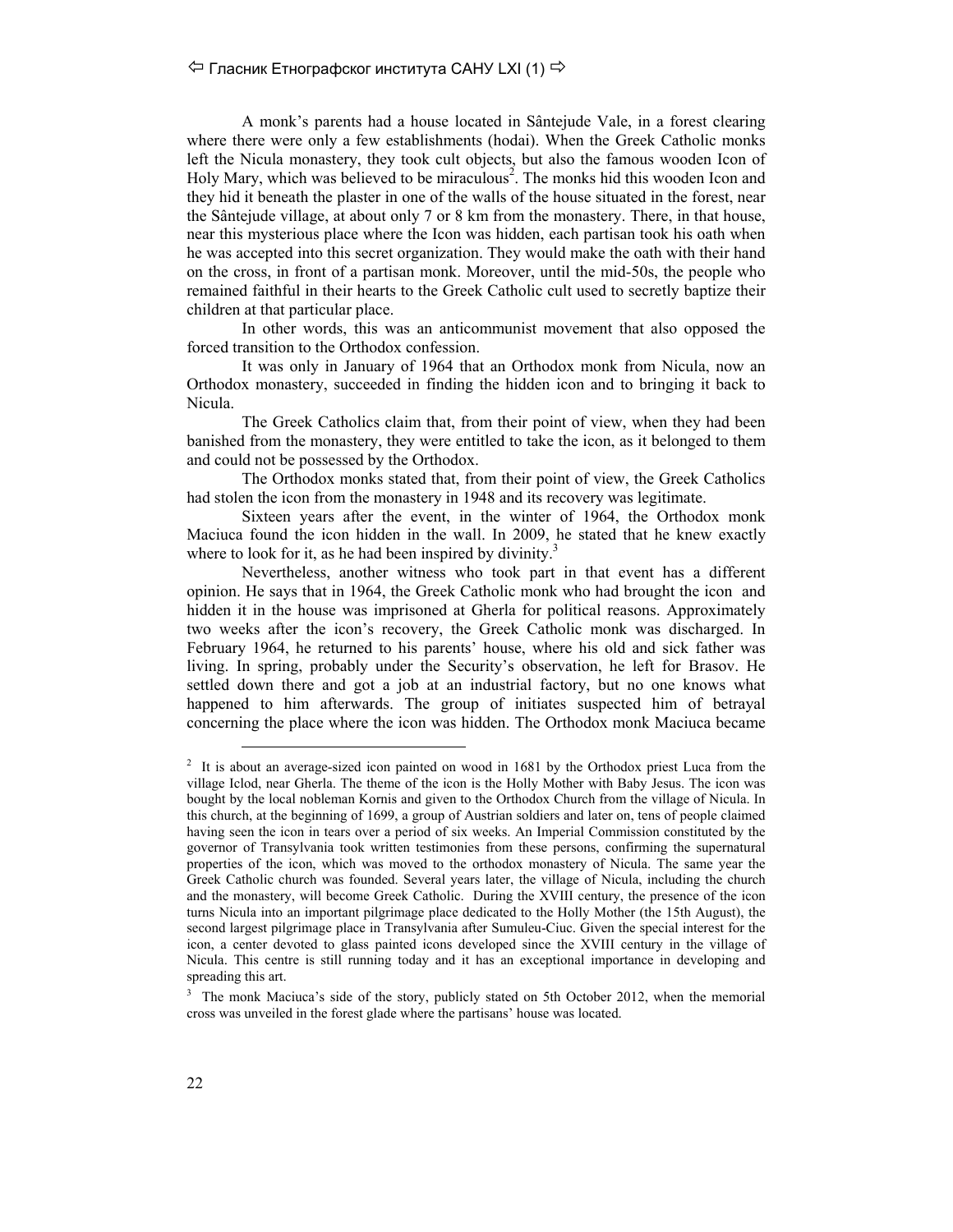A monk's parents had a house located in Sântejude Vale, in a forest clearing where there were only a few establishments (hodai). When the Greek Catholic monks left the Nicula monastery, they took cult objects, but also the famous wooden Icon of Holy Mary, which was believed to be miraculous[2]. The monks hid this wooden Icon and they hid it beneath the plaster in one of the walls of the house situated in the forest, near the Sântejude village, at about only 7 or 8 km from the monastery. There, in that house, near this mysterious place where the Icon was hidden, each partisan took his oath when he was accepted into this secret organization. They would make the oath with their hand on the cross, in front of a partisan monk. Moreover, until the mid-50s, the people who remained faithful in their hearts to the Greek Catholic cult used to secretly baptize their children at that particular place.

In other words, this was an anticommunist movement that also opposed the forced transition to the Orthodox confession.

It was only in January of 1964 that an Orthodox monk from Nicula, now an Orthodox monastery, succeeded in finding the hidden icon and to bringing it back to Nicula.

The Greek Catholics claim that, from their point of view, when they had been banished from the monastery, they were entitled to take the icon, as it belonged to them and could not be possessed by the Orthodox.

The Orthodox monks stated that, from their point of view, the Greek Catholics had stolen the icon from the monastery in 1948 and its recovery was legitimate.

Sixteen years after the event, in the winter of 1964, the Orthodox monk Maciuca found the icon hidden in the wall. In 2009, he stated that he knew exactly where to look for it, as he had been inspired by divinity.[3]

Nevertheless, another witness who took part in that event has a different opinion. He says that in 1964, the Greek Catholic monk who had brought the icon and hidden it in the house was imprisoned at Gherla for political reasons. Approximately two weeks after the icon's recovery, the Greek Catholic monk was discharged. In February 1964, he returned to his parents' house, where his old and sick father was living. In spring, probably under the Security's observation, he left for Brasov. He settled down there and got a job at an industrial factory, but no one knows what happened to him afterwards. The group of initiates suspected him of betrayal concerning the place where the icon was hidden. The Orthodox monk Maciuca became

---

[2] It is about an average-sized icon painted on wood in 1681 by the Orthodox priest Luca from the village Iclod, near Gherla. The theme of the icon is the Holly Mother with Baby Jesus. The icon was bought by the local nobleman Kornis and given to the Orthodox Church from the village of Nicula. In this church, at the beginning of 1699, a group of Austrian soldiers and later on, tens of people claimed having seen the icon in tears over a period of six weeks. An Imperial Commission constituted by the governor of Transylvania took written testimonies from these persons, confirming the supernatural properties of the icon, which was moved to the orthodox monastery of Nicula. The same year the Greek Catholic church was founded. Several years later, the village of Nicula, including the church and the monastery, will become Greek Catholic. During the XVIII century, the presence of the icon turns Nicula into an important pilgrimage place dedicated to the Holly Mother (the 15th August), the second largest pilgrimage place in Transylvania after Sumuleu-Ciuc. Given the special interest for the icon, a center devoted to glass painted icons developed since the XVIII century in the village of Nicula. This centre is still running today and it has an exceptional importance in developing and spreading this art.

[3] The monk Maciuca's side of the story, publicly stated on 5th October 2012, when the memorial cross was unveiled in the forest glade where the partisans' house was located.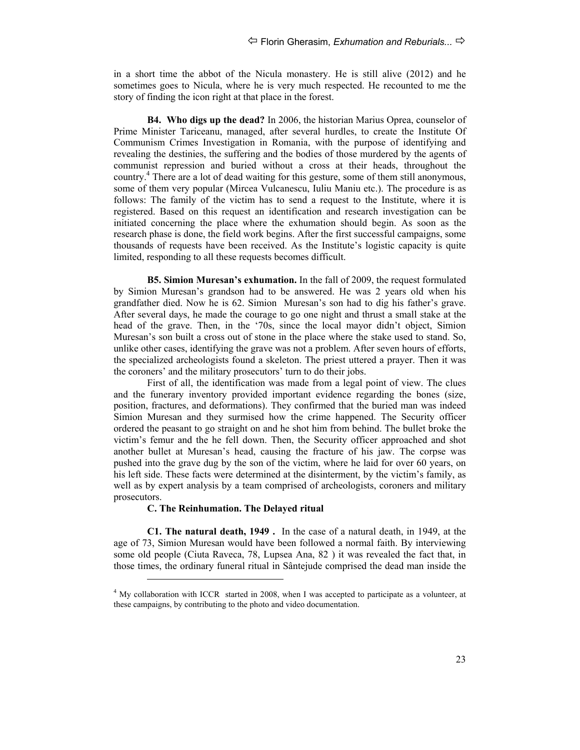in a short time the abbot of the Nicula monastery. He is still alive (2012) and he sometimes goes to Nicula, where he is very much respected. He recounted to me the story of finding the icon right at that place in the forest.

**B4. Who digs up the dead?** In 2006, the historian Marius Oprea, counselor of Prime Minister Tariceanu, managed, after several hurdles, to create the Institute Of Communism Crimes Investigation in Romania, with the purpose of identifying and revealing the destinies, the suffering and the bodies of those murdered by the agents of communist repression and buried without a cross at their heads, throughout the country.[4] There are a lot of dead waiting for this gesture, some of them still anonymous, some of them very popular (Mircea Vulcanescu, Iuliu Maniu etc.). The procedure is as follows: The family of the victim has to send a request to the Institute, where it is registered. Based on this request an identification and research investigation can be initiated concerning the place where the exhumation should begin. As soon as the research phase is done, the field work begins. After the first successful campaigns, some thousands of requests have been received. As the Institute's logistic capacity is quite limited, responding to all these requests becomes difficult.

**B5. Simion Muresan's exhumation.** In the fall of 2009, the request formulated by Simion Muresan's grandson had to be answered. He was 2 years old when his grandfather died. Now he is 62. Simion Muresan's son had to dig his father's grave. After several days, he made the courage to go one night and thrust a small stake at the head of the grave. Then, in the '70s, since the local mayor didn't object, Simion Muresan's son built a cross out of stone in the place where the stake used to stand. So, unlike other cases, identifying the grave was not a problem. After seven hours of efforts, the specialized archeologists found a skeleton. The priest uttered a prayer. Then it was the coroners' and the military prosecutors' turn to do their jobs.

First of all, the identification was made from a legal point of view. The clues and the funerary inventory provided important evidence regarding the bones (size, position, fractures, and deformations). They confirmed that the buried man was indeed Simion Muresan and they surmised how the crime happened. The Security officer ordered the peasant to go straight on and he shot him from behind. The bullet broke the victim's femur and the he fell down. Then, the Security officer approached and shot another bullet at Muresan's head, causing the fracture of his jaw. The corpse was pushed into the grave dug by the son of the victim, where he laid for over 60 years, on his left side. These facts were determined at the disinterment, by the victim's family, as well as by expert analysis by a team comprised of archeologists, coroners and military prosecutors.

### C. The Reinhumation. The Delayed ritual

**C1. The natural death, 1949 .** In the case of a natural death, in 1949, at the age of 73, Simion Muresan would have been followed a normal faith. By interviewing some old people (Ciuta Raveca, 78, Lupsea Ana, 82 ) it was revealed the fact that, in those times, the ordinary funeral ritual in Sântejude comprised the dead man inside the

---

[4] My collaboration with ICCR started in 2008, when I was accepted to participate as a volunteer, at these campaigns, by contributing to the photo and video documentation.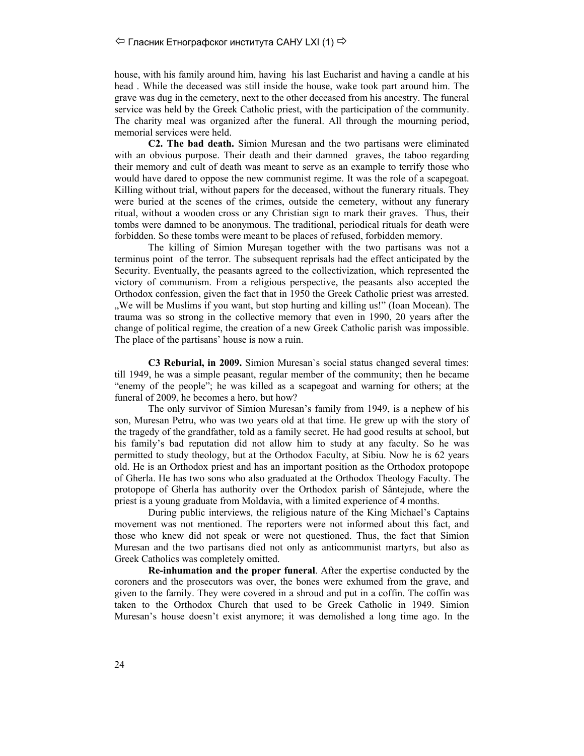house, with his family around him, having his last Eucharist and having a candle at his head . While the deceased was still inside the house, wake took part around him. The grave was dug in the cemetery, next to the other deceased from his ancestry. The funeral service was held by the Greek Catholic priest, with the participation of the community. The charity meal was organized after the funeral. All through the mourning period, memorial services were held.

**C2. The bad death.** Simion Muresan and the two partisans were eliminated with an obvious purpose. Their death and their damned graves, the taboo regarding their memory and cult of death was meant to serve as an example to terrify those who would have dared to oppose the new communist regime. It was the role of a scapegoat. Killing without trial, without papers for the deceased, without the funerary rituals. They were buried at the scenes of the crimes, outside the cemetery, without any funerary ritual, without a wooden cross or any Christian sign to mark their graves. Thus, their tombs were damned to be anonymous. The traditional, periodical rituals for death were forbidden. So these tombs were meant to be places of refused, forbidden memory.

The killing of Simion Mureșan together with the two partisans was not a terminus point of the terror. The subsequent reprisals had the effect anticipated by the Security. Eventually, the peasants agreed to the collectivization, which represented the victory of communism. From a religious perspective, the peasants also accepted the Orthodox confession, given the fact that in 1950 the Greek Catholic priest was arrested. „We will be Muslims if you want, but stop hurting and killing us!" (Ioan Mocean). The trauma was so strong in the collective memory that even in 1990, 20 years after the change of political regime, the creation of a new Greek Catholic parish was impossible. The place of the partisans' house is now a ruin.

**C3 Reburial, in 2009.** Simion Muresan`s social status changed several times: till 1949, he was a simple peasant, regular member of the community; then he became "enemy of the people"; he was killed as a scapegoat and warning for others; at the funeral of 2009, he becomes a hero, but how?

The only survivor of Simion Muresan's family from 1949, is a nephew of his son, Muresan Petru, who was two years old at that time. He grew up with the story of the tragedy of the grandfather, told as a family secret. He had good results at school, but his family's bad reputation did not allow him to study at any faculty. So he was permitted to study theology, but at the Orthodox Faculty, at Sibiu. Now he is 62 years old. He is an Orthodox priest and has an important position as the Orthodox protopope of Gherla. He has two sons who also graduated at the Orthodox Theology Faculty. The protopope of Gherla has authority over the Orthodox parish of Sântejude, where the priest is a young graduate from Moldavia, with a limited experience of 4 months.

During public interviews, the religious nature of the King Michael's Captains movement was not mentioned. The reporters were not informed about this fact, and those who knew did not speak or were not questioned. Thus, the fact that Simion Muresan and the two partisans died not only as anticommunist martyrs, but also as Greek Catholics was completely omitted.

**Re-inhumation and the proper funeral**. After the expertise conducted by the coroners and the prosecutors was over, the bones were exhumed from the grave, and given to the family. They were covered in a shroud and put in a coffin. The coffin was taken to the Orthodox Church that used to be Greek Catholic in 1949. Simion Muresan's house doesn't exist anymore; it was demolished a long time ago. In the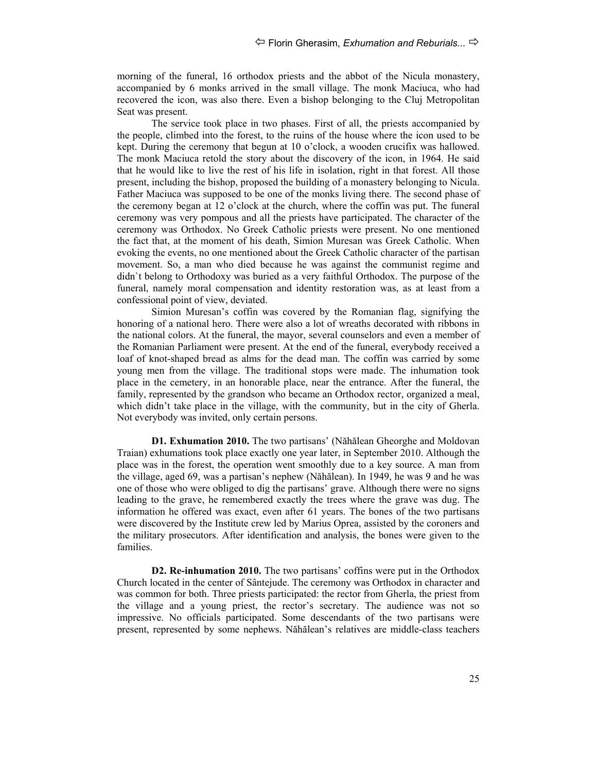morning of the funeral, 16 orthodox priests and the abbot of the Nicula monastery, accompanied by 6 monks arrived in the small village. The monk Maciuca, who had recovered the icon, was also there. Even a bishop belonging to the Cluj Metropolitan Seat was present.

The service took place in two phases. First of all, the priests accompanied by the people, climbed into the forest, to the ruins of the house where the icon used to be kept. During the ceremony that begun at 10 o'clock, a wooden crucifix was hallowed. The monk Maciuca retold the story about the discovery of the icon, in 1964. He said that he would like to live the rest of his life in isolation, right in that forest. All those present, including the bishop, proposed the building of a monastery belonging to Nicula. Father Maciuca was supposed to be one of the monks living there. The second phase of the ceremony began at 12 o'clock at the church, where the coffin was put. The funeral ceremony was very pompous and all the priests have participated. The character of the ceremony was Orthodox. No Greek Catholic priests were present. No one mentioned the fact that, at the moment of his death, Simion Muresan was Greek Catholic. When evoking the events, no one mentioned about the Greek Catholic character of the partisan movement. So, a man who died because he was against the communist regime and didn`t belong to Orthodoxy was buried as a very faithful Orthodox. The purpose of the funeral, namely moral compensation and identity restoration was, as at least from a confessional point of view, deviated.

Simion Muresan's coffin was covered by the Romanian flag, signifying the honoring of a national hero. There were also a lot of wreaths decorated with ribbons in the national colors. At the funeral, the mayor, several counselors and even a member of the Romanian Parliament were present. At the end of the funeral, everybody received a loaf of knot-shaped bread as alms for the dead man. The coffin was carried by some young men from the village. The traditional stops were made. The inhumation took place in the cemetery, in an honorable place, near the entrance. After the funeral, the family, represented by the grandson who became an Orthodox rector, organized a meal, which didn't take place in the village, with the community, but in the city of Gherla. Not everybody was invited, only certain persons.

**D1. Exhumation 2010.** The two partisans' (Năhălean Gheorghe and Moldovan Traian) exhumations took place exactly one year later, in September 2010. Although the place was in the forest, the operation went smoothly due to a key source. A man from the village, aged 69, was a partisan's nephew (Năhălean). In 1949, he was 9 and he was one of those who were obliged to dig the partisans' grave. Although there were no signs leading to the grave, he remembered exactly the trees where the grave was dug. The information he offered was exact, even after 61 years. The bones of the two partisans were discovered by the Institute crew led by Marius Oprea, assisted by the coroners and the military prosecutors. After identification and analysis, the bones were given to the families.

**D2. Re-inhumation 2010.** The two partisans' coffins were put in the Orthodox Church located in the center of Sântejude. The ceremony was Orthodox in character and was common for both. Three priests participated: the rector from Gherla, the priest from the village and a young priest, the rector's secretary. The audience was not so impressive. No officials participated. Some descendants of the two partisans were present, represented by some nephews. Năhălean's relatives are middle-class teachers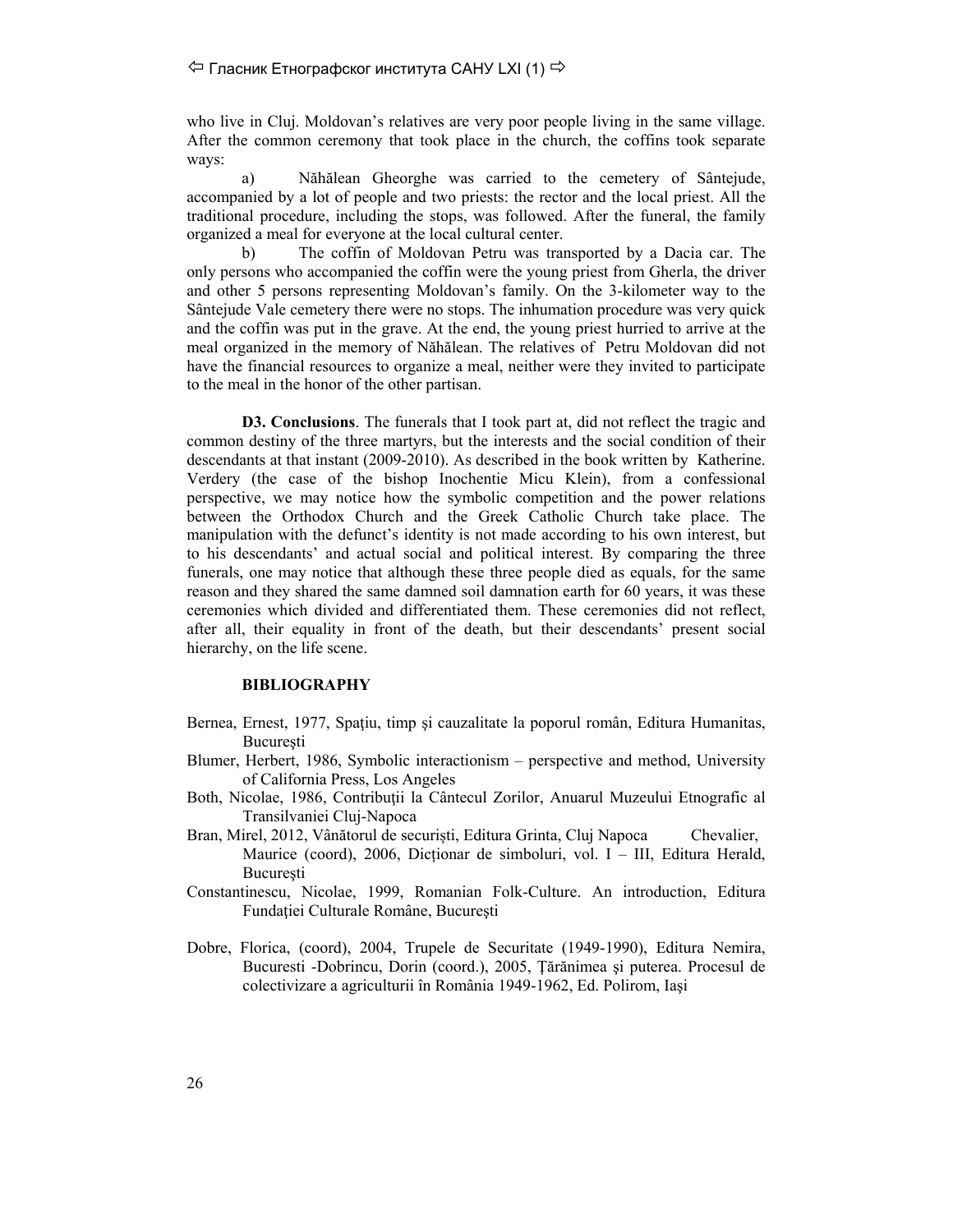who live in Cluj. Moldovan's relatives are very poor people living in the same village. After the common ceremony that took place in the church, the coffins took separate ways:

a) Năhălean Gheorghe was carried to the cemetery of Sântejude, accompanied by a lot of people and two priests: the rector and the local priest. All the traditional procedure, including the stops, was followed. After the funeral, the family organized a meal for everyone at the local cultural center.

b) The coffin of Moldovan Petru was transported by a Dacia car. The only persons who accompanied the coffin were the young priest from Gherla, the driver and other 5 persons representing Moldovan's family. On the 3-kilometer way to the Sântejude Vale cemetery there were no stops. The inhumation procedure was very quick and the coffin was put in the grave. At the end, the young priest hurried to arrive at the meal organized in the memory of Năhălean. The relatives of Petru Moldovan did not have the financial resources to organize a meal, neither were they invited to participate to the meal in the honor of the other partisan.

**D3. Conclusions**. The funerals that I took part at, did not reflect the tragic and common destiny of the three martyrs, but the interests and the social condition of their descendants at that instant (2009-2010). As described in the book written by Katherine. Verdery (the case of the bishop Inochentie Micu Klein), from a confessional perspective, we may notice how the symbolic competition and the power relations between the Orthodox Church and the Greek Catholic Church take place. The manipulation with the defunct's identity is not made according to his own interest, but to his descendants' and actual social and political interest. By comparing the three funerals, one may notice that although these three people died as equals, for the same reason and they shared the same damned soil damnation earth for 60 years, it was these ceremonies which divided and differentiated them. These ceremonies did not reflect, after all, their equality in front of the death, but their descendants' present social hierarchy, on the life scene.

**BIBLIOGRAPHY**

Bernea, Ernest, 1977, Spaţiu, timp şi cauzalitate la poporul român, Editura Humanitas, Bucureşti

Blumer, Herbert, 1986, Symbolic interactionism – perspective and method, University of California Press, Los Angeles

Both, Nicolae, 1986, Contribuţii la Cântecul Zorilor, Anuarul Muzeului Etnografic al Transilvaniei Cluj-Napoca

Bran, Mirel, 2012, Vânătorul de securiști, Editura Grinta, Cluj Napoca Chevalier, Maurice (coord), 2006, Dicționar de simboluri, vol. I – III, Editura Herald, Bucureşti

Constantinescu, Nicolae, 1999, Romanian Folk-Culture. An introduction, Editura Fundaţiei Culturale Române, Bucureşti

Dobre, Florica, (coord), 2004, Trupele de Securitate (1949-1990), Editura Nemira, Bucuresti -Dobrincu, Dorin (coord.), 2005, Ţărănimea şi puterea. Procesul de colectivizare a agriculturii în România 1949-1962, Ed. Polirom, Iaşi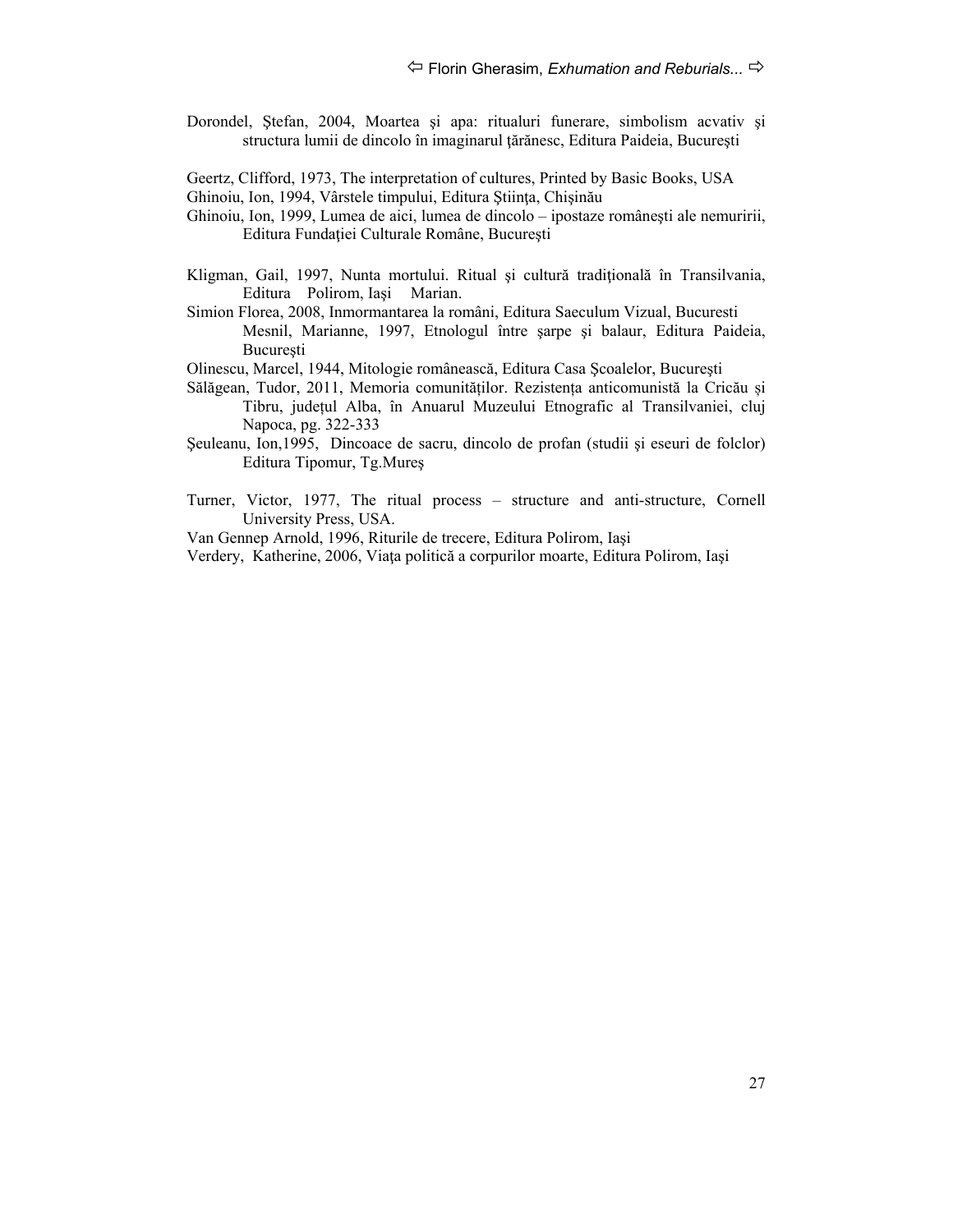Dorondel, Ştefan, 2004, Moartea şi apa: ritualuri funerare, simbolism acvativ şi structura lumii de dincolo în imaginarul ţărănesc, Editura Paideia, Bucureşti

Geertz, Clifford, 1973, The interpretation of cultures, Printed by Basic Books, USA

Ghinoiu, Ion, 1994, Vârstele timpului, Editura Ştiinţa, Chişinău

Ghinoiu, Ion, 1999, Lumea de aici, lumea de dincolo – ipostaze româneşti ale nemuririi, Editura Fundaţiei Culturale Române, Bucureşti

Kligman, Gail, 1997, Nunta mortului. Ritual şi cultură tradiţională în Transilvania, Editura Polirom, Iaşi Marian.

Simion Florea, 2008, Inmormantarea la români, Editura Saeculum Vizual, Bucuresti Mesnil, Marianne, 1997, Etnologul între şarpe şi balaur, Editura Paideia, Bucureşti

Olinescu, Marcel, 1944, Mitologie românească, Editura Casa Şcoalelor, Bucureşti

Sălăgean, Tudor, 2011, Memoria comunităților. Rezistența anticomunistă la Cricău și Tibru, județul Alba, în Anuarul Muzeului Etnografic al Transilvaniei, cluj Napoca, pg. 322-333

Şeuleanu, Ion,1995, Dincoace de sacru, dincolo de profan (studii şi eseuri de folclor) Editura Tipomur, Tg.Mureş

Turner, Victor, 1977, The ritual process – structure and anti-structure, Cornell University Press, USA.

Van Gennep Arnold, 1996, Riturile de trecere, Editura Polirom, Iaşi

Verdery, Katherine, 2006, Viaţa politică a corpurilor moarte, Editura Polirom, Iaşi